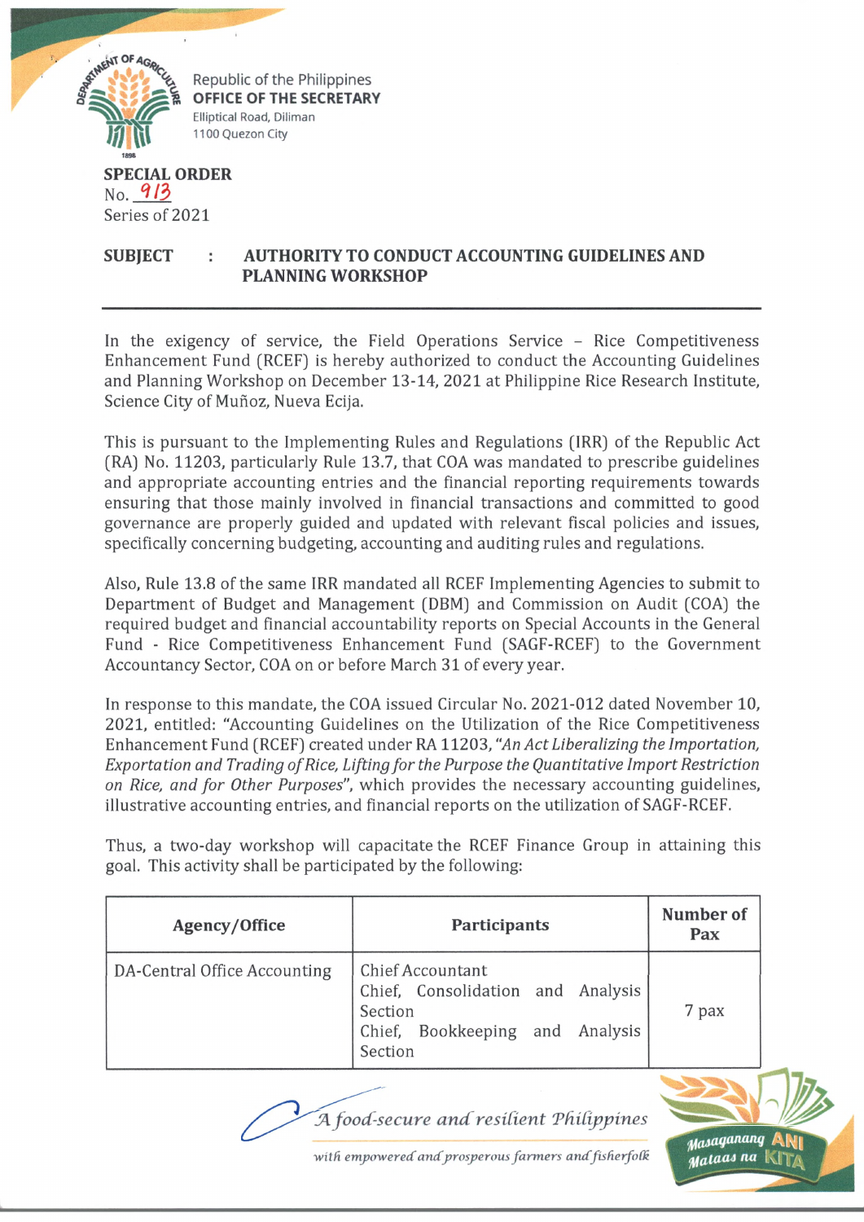Republic of the Philippines
**OFFICE OF THE SECRETARY**
Elliptical Road, Diliman
1100 Quezon City

**SPECIAL ORDER**
No. 913
Series of 2021

**SUBJECT : AUTHORITY TO CONDUCT ACCOUNTING GUIDELINES AND PLANNING WORKSHOP**

In the exigency of service, the Field Operations Service – Rice Competitiveness Enhancement Fund (RCEF) is hereby authorized to conduct the Accounting Guidelines and Planning Workshop on December 13-14, 2021 at Philippine Rice Research Institute, Science City of Muñoz, Nueva Ecija.

This is pursuant to the Implementing Rules and Regulations (IRR) of the Republic Act (RA) No. 11203, particularly Rule 13.7, that COA was mandated to prescribe guidelines and appropriate accounting entries and the financial reporting requirements towards ensuring that those mainly involved in financial transactions and committed to good governance are properly guided and updated with relevant fiscal policies and issues, specifically concerning budgeting, accounting and auditing rules and regulations.

Also, Rule 13.8 of the same IRR mandated all RCEF Implementing Agencies to submit to Department of Budget and Management (DBM) and Commission on Audit (COA) the required budget and financial accountability reports on Special Accounts in the General Fund - Rice Competitiveness Enhancement Fund (SAGF-RCEF) to the Government Accountancy Sector, COA on or before March 31 of every year.

In response to this mandate, the COA issued Circular No. 2021-012 dated November 10, 2021, entitled: "Accounting Guidelines on the Utilization of the Rice Competitiveness Enhancement Fund (RCEF) created under RA 11203, *"An Act Liberalizing the Importation, Exportation and Trading of Rice, Lifting for the Purpose the Quantitative Import Restriction on Rice, and for Other Purposes"*, which provides the necessary accounting guidelines, illustrative accounting entries, and financial reports on the utilization of SAGF-RCEF.

Thus, a two-day workshop will capacitate the RCEF Finance Group in attaining this goal. This activity shall be participated by the following:

| Agency/Office | Participants | Number of Pax |
|---|---|---|
| DA-Central Office Accounting | Chief Accountant<br>Chief, Consolidation and Analysis Section<br>Chief, Bookkeeping and Analysis Section | 7 pax |

*A food-secure and resilient Philippines with empowered and prosperous farmers and fisherfolk*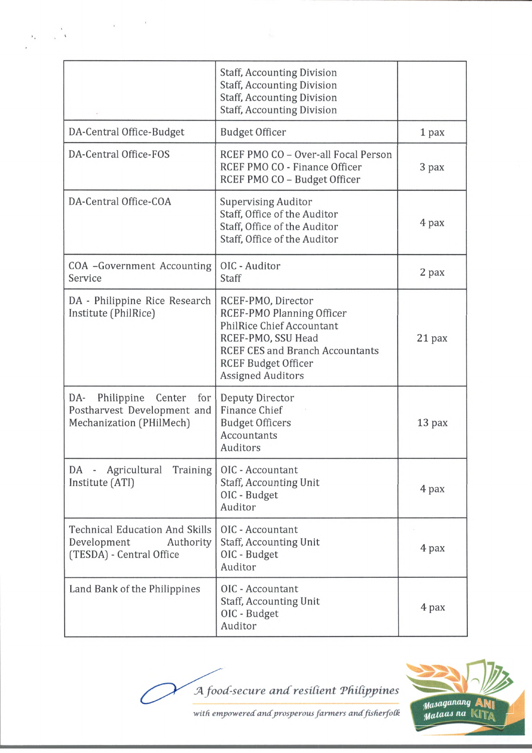| | | |
|---|---|---|
| | Staff, Accounting Division<br>Staff, Accounting Division<br>Staff, Accounting Division<br>Staff, Accounting Division | |
| DA-Central Office-Budget | Budget Officer | 1 pax |
| DA-Central Office-FOS | RCEF PMO CO – Over-all Focal Person<br>RCEF PMO CO - Finance Officer<br>RCEF PMO CO – Budget Officer | 3 pax |
| DA-Central Office-COA | Supervising Auditor<br>Staff, Office of the Auditor<br>Staff, Office of the Auditor<br>Staff, Office of the Auditor | 4 pax |
| COA –Government Accounting Service | OIC - Auditor<br>Staff | 2 pax |
| DA - Philippine Rice Research Institute (PhilRice) | RCEF-PMO, Director<br>RCEF-PMO Planning Officer<br>PhilRice Chief Accountant<br>RCEF-PMO, SSU Head<br>RCEF CES and Branch Accountants<br>RCEF Budget Officer<br>Assigned Auditors | 21 pax |
| DA- Philippine Center for Postharvest Development and Mechanization (PHilMech) | Deputy Director<br>Finance Chief<br>Budget Officers<br>Accountants<br>Auditors | 13 pax |
| DA - Agricultural Training Institute (ATI) | OIC - Accountant<br>Staff, Accounting Unit<br>OIC - Budget<br>Auditor | 4 pax |
| Technical Education And Skills Development Authority (TESDA) - Central Office | OIC - Accountant<br>Staff, Accounting Unit<br>OIC - Budget<br>Auditor | 4 pax |
| Land Bank of the Philippines | OIC - Accountant<br>Staff, Accounting Unit<br>OIC - Budget<br>Auditor | 4 pax |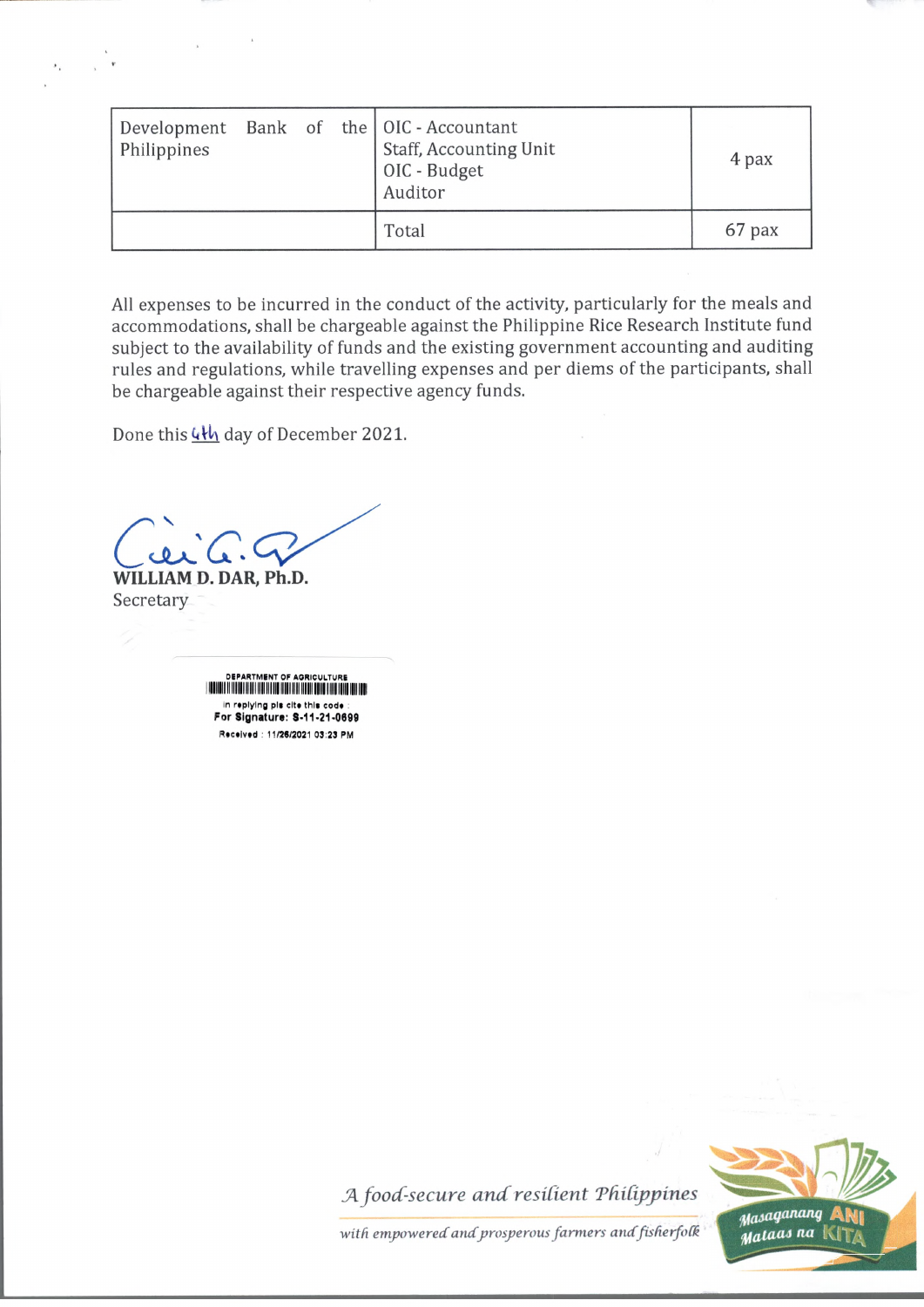| | | |
|---|---|---|
| Development Bank of the Philippines | OIC - Accountant<br>Staff, Accounting Unit<br>OIC - Budget<br>Auditor | 4 pax |
| | Total | 67 pax |

All expenses to be incurred in the conduct of the activity, particularly for the meals and accommodations, shall be chargeable against the Philippine Rice Research Institute fund subject to the availability of funds and the existing government accounting and auditing rules and regulations, while travelling expenses and per diems of the participants, shall be chargeable against their respective agency funds.

Done this 4th day of December 2021.

**WILLIAM D. DAR, Ph.D.**
Secretary

DEPARTMENT OF AGRICULTURE
In replying pls cite this code :
**For Signature: S-11-21-0699**
Received : 11/26/2021 03:23 PM

*A food-secure and resilient Philippines*
*with empowered and prosperous farmers and fisherfolk*

Masaganang ANI Mataas na KITA